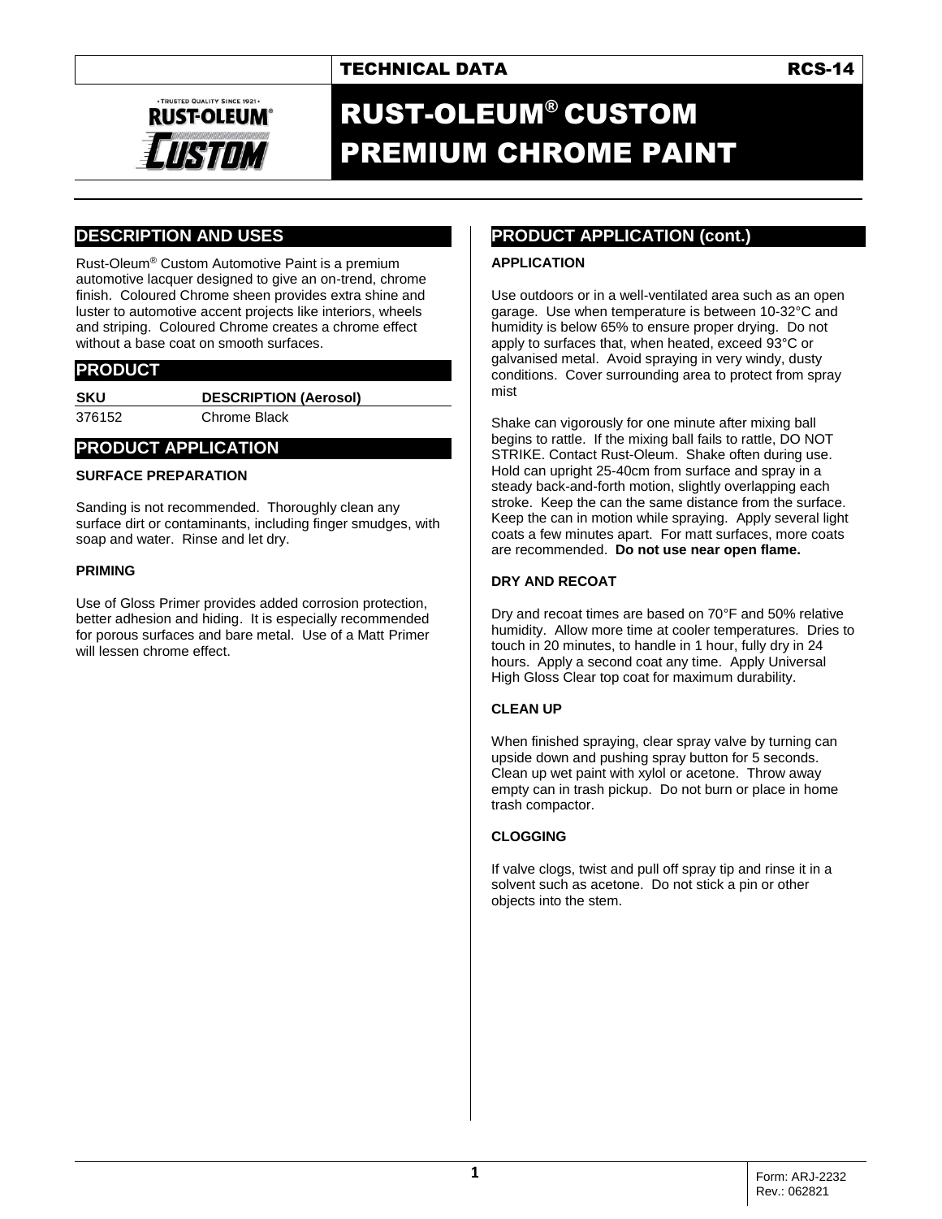TECHNICAL DATA RCS-14

# RUST-OLEUM® CUSTOM PREMIUM CHROME PAINT

## DESCRIPTION AND USES

Rust-Oleum® Custom Automotive Paint is a premium automotive lacquer designed to give an on-trend, chrome finish. Coloured Chrome sheen provides extra shine and luster to automotive accent projects like interiors, wheels and striping. Coloured Chrome creates a chrome effect without a base coat on smooth surfaces.

## PRODUCT

| SKU | DESCRIPTION (Aerosol) |
|---|---|
| 376152 | Chrome Black |

## PRODUCT APPLICATION

### SURFACE PREPARATION

Sanding is not recommended. Thoroughly clean any surface dirt or contaminants, including finger smudges, with soap and water. Rinse and let dry.

### PRIMING

Use of Gloss Primer provides added corrosion protection, better adhesion and hiding. It is especially recommended for porous surfaces and bare metal. Use of a Matt Primer will lessen chrome effect.

## PRODUCT APPLICATION (cont.)

### APPLICATION

Use outdoors or in a well-ventilated area such as an open garage. Use when temperature is between 10-32°C and humidity is below 65% to ensure proper drying. Do not apply to surfaces that, when heated, exceed 93°C or galvanised metal. Avoid spraying in very windy, dusty conditions. Cover surrounding area to protect from spray mist

Shake can vigorously for one minute after mixing ball begins to rattle. If the mixing ball fails to rattle, DO NOT STRIKE. Contact Rust-Oleum. Shake often during use. Hold can upright 25-40cm from surface and spray in a steady back-and-forth motion, slightly overlapping each stroke. Keep the can the same distance from the surface. Keep the can in motion while spraying. Apply several light coats a few minutes apart. For matt surfaces, more coats are recommended. **Do not use near open flame.**

### DRY AND RECOAT

Dry and recoat times are based on 70°F and 50% relative humidity. Allow more time at cooler temperatures. Dries to touch in 20 minutes, to handle in 1 hour, fully dry in 24 hours. Apply a second coat any time. Apply Universal High Gloss Clear top coat for maximum durability.

### CLEAN UP

When finished spraying, clear spray valve by turning can upside down and pushing spray button for 5 seconds. Clean up wet paint with xylol or acetone. Throw away empty can in trash pickup. Do not burn or place in home trash compactor.

### CLOGGING

If valve clogs, twist and pull off spray tip and rinse it in a solvent such as acetone. Do not stick a pin or other objects into the stem.

Form: ARJ-2232
Rev.: 062821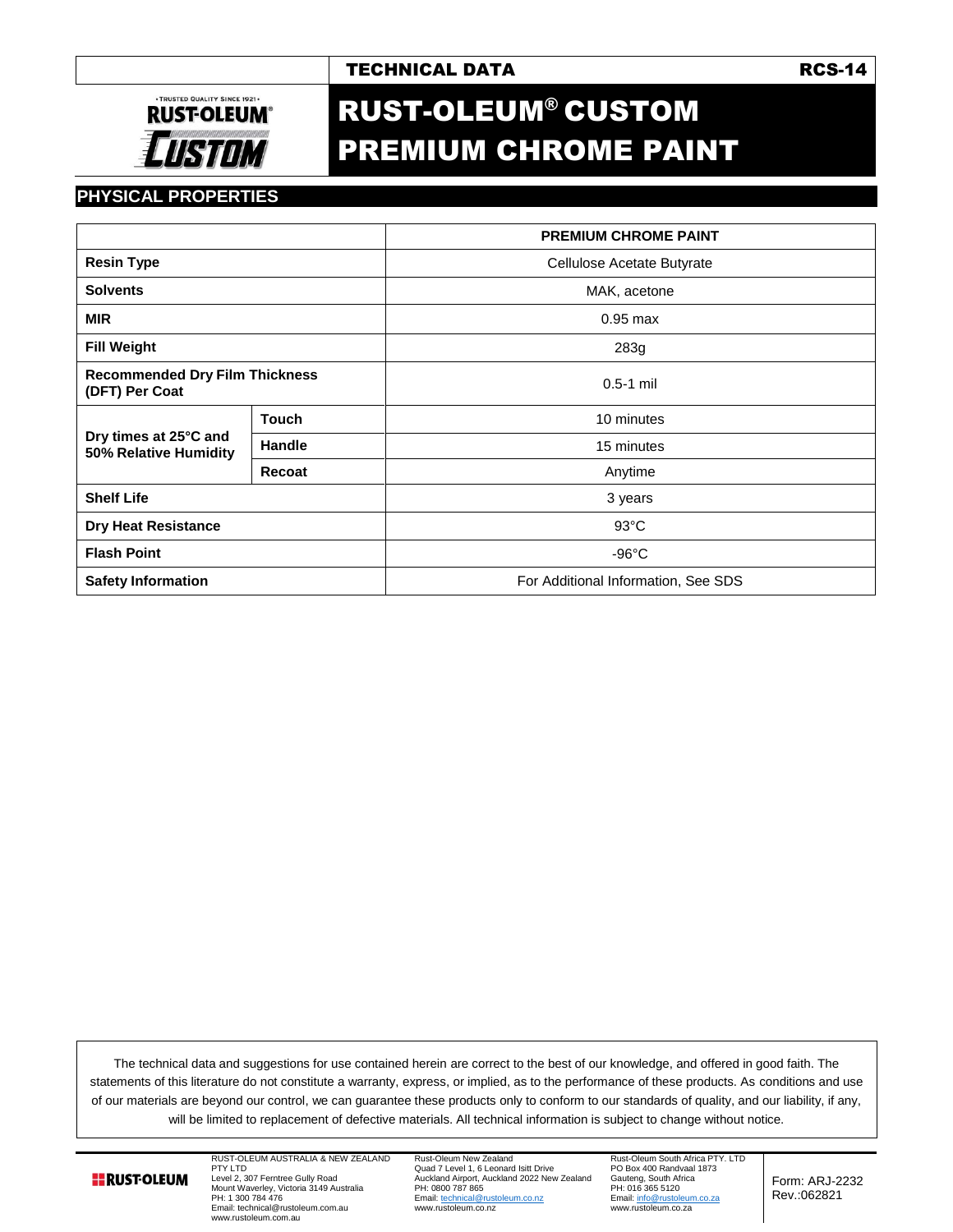## TECHNICAL DATA

**RCS-14**

# RUST-OLEUM® CUSTOM PREMIUM CHROME PAINT

## PHYSICAL PROPERTIES

| | | PREMIUM CHROME PAINT |
|---|---|---|
| **Resin Type** | | Cellulose Acetate Butyrate |
| **Solvents** | | MAK, acetone |
| **MIR** | | 0.95 max |
| **Fill Weight** | | 283g |
| **Recommended Dry Film Thickness (DFT) Per Coat** | | 0.5-1 mil |
| **Dry times at 25°C and 50% Relative Humidity** | **Touch** | 10 minutes |
| | **Handle** | 15 minutes |
| | **Recoat** | Anytime |
| **Shelf Life** | | 3 years |
| **Dry Heat Resistance** | | 93°C |
| **Flash Point** | | -96°C |
| **Safety Information** | | For Additional Information, See SDS |

The technical data and suggestions for use contained herein are correct to the best of our knowledge, and offered in good faith. The statements of this literature do not constitute a warranty, express, or implied, as to the performance of these products. As conditions and use of our materials are beyond our control, we can guarantee these products only to conform to our standards of quality, and our liability, if any, will be limited to replacement of defective materials. All technical information is subject to change without notice.

RUST-OLEUM AUSTRALIA & NEW ZEALAND PTY LTD
Level 2, 307 Ferntree Gully Road
Mount Waverley, Victoria 3149 Australia
PH: 1 300 784 476
Email: technical@rustoleum.com.au
www.rustoleum.com.au

Rust-Oleum New Zealand
Quad 7 Level 1, 6 Leonard Isitt Drive
Auckland Airport, Auckland 2022 New Zealand
PH: 0800 787 865
Email: technical@rustoleum.co.nz
www.rustoleum.co.nz

Rust-Oleum South Africa PTY. LTD
PO Box 400 Randvaal 1873
Gauteng, South Africa
PH: 016 365 5120
Email: info@rustoleum.co.za
www.rustoleum.co.za

Form: ARJ-2232
Rev.:062821